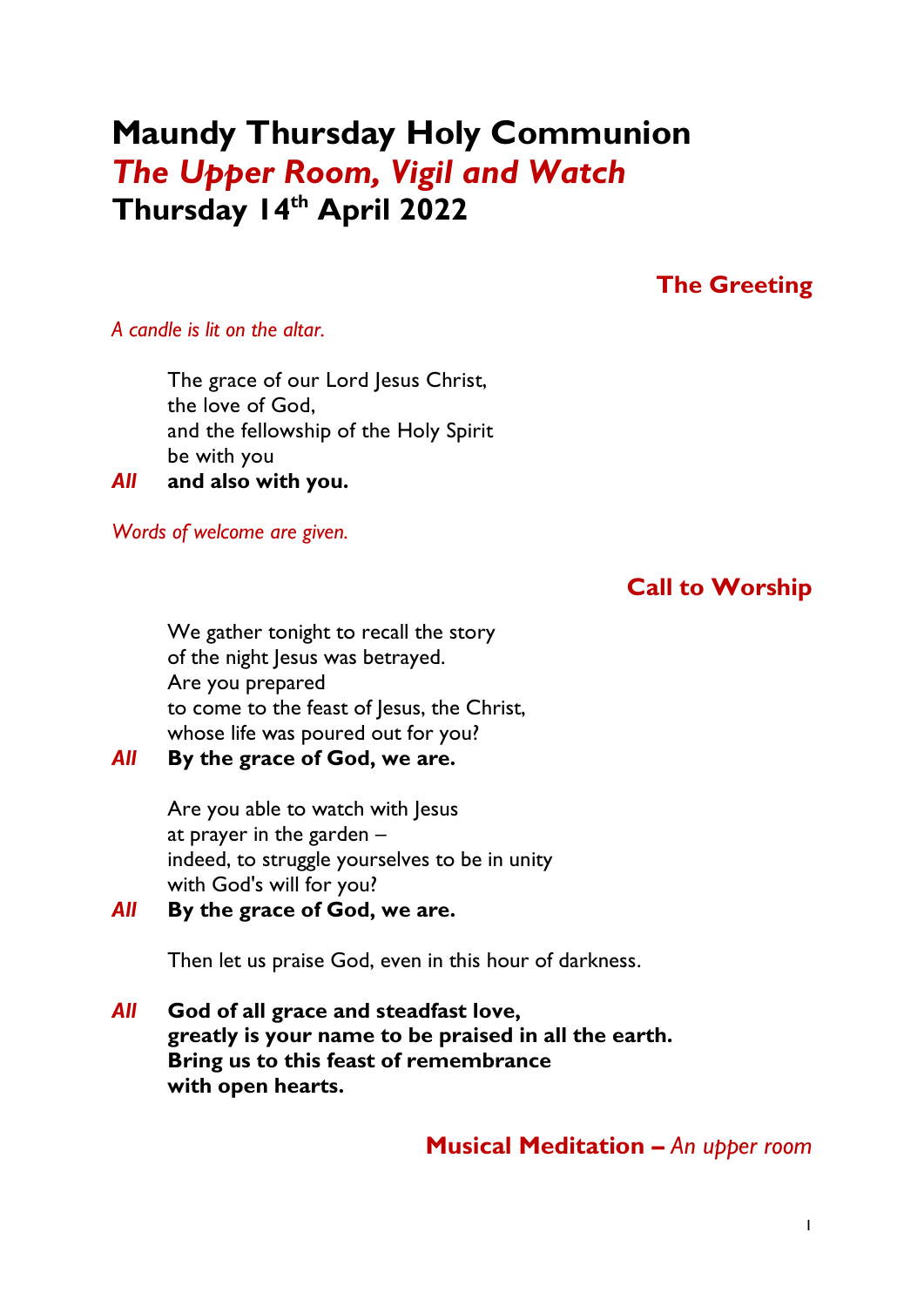# Maundy Thursday Holy Communion
## *The Upper Room, Vigil and Watch*
## Thursday 14th April 2022

### The Greeting

*A candle is lit on the altar.*

The grace of our Lord Jesus Christ,
the love of God,
and the fellowship of the Holy Spirit
be with you

***All*** **and also with you.**

*Words of welcome are given.*

### Call to Worship

We gather tonight to recall the story
of the night Jesus was betrayed.
Are you prepared
to come to the feast of Jesus, the Christ,
whose life was poured out for you?

***All*** **By the grace of God, we are.**

Are you able to watch with Jesus
at prayer in the garden –
indeed, to struggle yourselves to be in unity
with God's will for you?

***All*** **By the grace of God, we are.**

Then let us praise God, even in this hour of darkness.

***All*** **God of all grace and steadfast love,**
**greatly is your name to be praised in all the earth.**
**Bring us to this feast of remembrance**
**with open hearts.**

### Musical Meditation – *An upper room*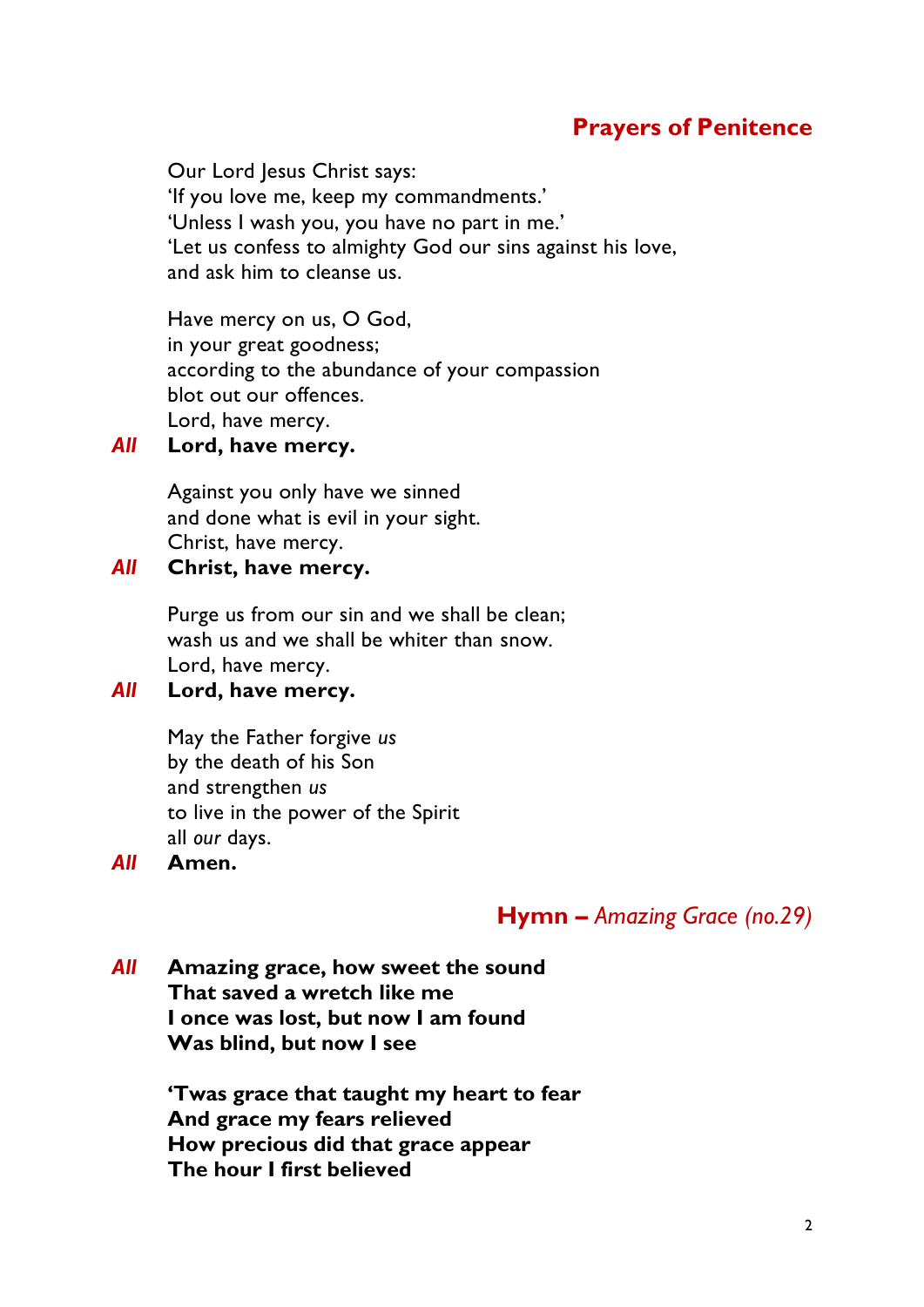## Prayers of Penitence

Our Lord Jesus Christ says:
'If you love me, keep my commandments.'
'Unless I wash you, you have no part in me.'
'Let us confess to almighty God our sins against his love,
and ask him to cleanse us.

Have mercy on us, O God,
in your great goodness;
according to the abundance of your compassion
blot out our offences.
Lord, have mercy.

***All*** **Lord, have mercy.**

Against you only have we sinned
and done what is evil in your sight.
Christ, have mercy.

***All*** **Christ, have mercy.**

Purge us from our sin and we shall be clean;
wash us and we shall be whiter than snow.
Lord, have mercy.

***All*** **Lord, have mercy.**

May the Father forgive *us*
by the death of his Son
and strengthen *us*
to live in the power of the Spirit
all *our* days.

***All*** **Amen.**

## Hymn – *Amazing Grace (no.29)*

***All*** **Amazing grace, how sweet the sound**
**That saved a wretch like me**
**I once was lost, but now I am found**
**Was blind, but now I see**

**'Twas grace that taught my heart to fear**
**And grace my fears relieved**
**How precious did that grace appear**
**The hour I first believed**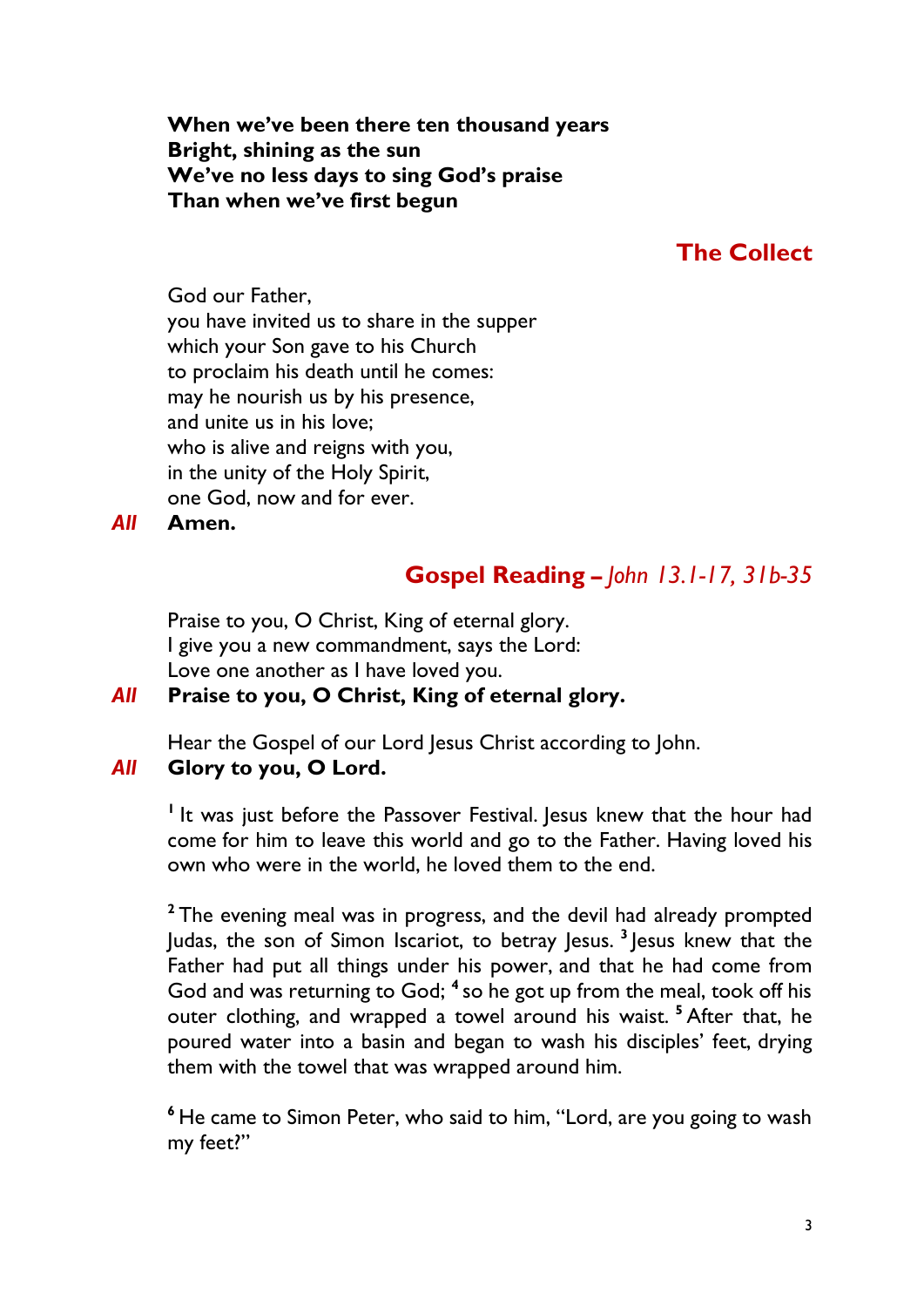**When we've been there ten thousand years**
**Bright, shining as the sun**
**We've no less days to sing God's praise**
**Than when we've first begun**

## The Collect

God our Father,
you have invited us to share in the supper
which your Son gave to his Church
to proclaim his death until he comes:
may he nourish us by his presence,
and unite us in his love;
who is alive and reigns with you,
in the unity of the Holy Spirit,
one God, now and for ever.

***All*** **Amen.**

## Gospel Reading – *John 13.1-17, 31b-35*

Praise to you, O Christ, King of eternal glory.
I give you a new commandment, says the Lord:
Love one another as I have loved you.

***All*** **Praise to you, O Christ, King of eternal glory.**

Hear the Gospel of our Lord Jesus Christ according to John.

***All*** **Glory to you, O Lord.**

[1] It was just before the Passover Festival. Jesus knew that the hour had come for him to leave this world and go to the Father. Having loved his own who were in the world, he loved them to the end.

[2] The evening meal was in progress, and the devil had already prompted Judas, the son of Simon Iscariot, to betray Jesus. [3] Jesus knew that the Father had put all things under his power, and that he had come from God and was returning to God; [4] so he got up from the meal, took off his outer clothing, and wrapped a towel around his waist. [5] After that, he poured water into a basin and began to wash his disciples' feet, drying them with the towel that was wrapped around him.

[6] He came to Simon Peter, who said to him, "Lord, are you going to wash my feet?"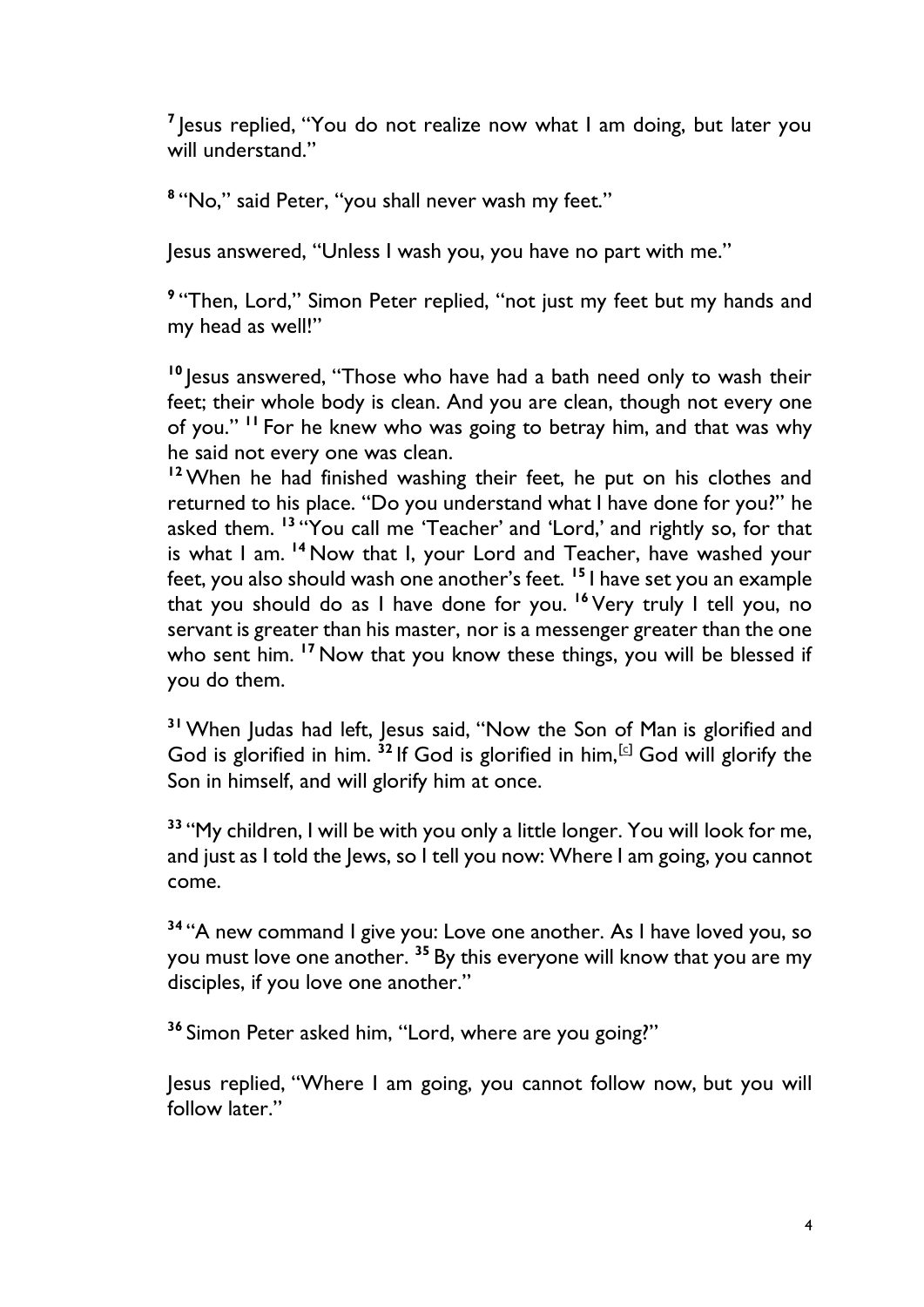[7] Jesus replied, "You do not realize now what I am doing, but later you will understand."

[8] "No," said Peter, "you shall never wash my feet."

Jesus answered, "Unless I wash you, you have no part with me."

[9] "Then, Lord," Simon Peter replied, "not just my feet but my hands and my head as well!"

[10] Jesus answered, "Those who have had a bath need only to wash their feet; their whole body is clean. And you are clean, though not every one of you." [11] For he knew who was going to betray him, and that was why he said not every one was clean.
[12] When he had finished washing their feet, he put on his clothes and returned to his place. "Do you understand what I have done for you?" he asked them. [13] "You call me 'Teacher' and 'Lord,' and rightly so, for that is what I am. [14] Now that I, your Lord and Teacher, have washed your feet, you also should wash one another's feet. [15] I have set you an example that you should do as I have done for you. [16] Very truly I tell you, no servant is greater than his master, nor is a messenger greater than the one who sent him. [17] Now that you know these things, you will be blessed if you do them.

[31] When Judas had left, Jesus said, "Now the Son of Man is glorified and God is glorified in him. [32] If God is glorified in him,[c] God will glorify the Son in himself, and will glorify him at once.

[33] "My children, I will be with you only a little longer. You will look for me, and just as I told the Jews, so I tell you now: Where I am going, you cannot come.

[34] "A new command I give you: Love one another. As I have loved you, so you must love one another. [35] By this everyone will know that you are my disciples, if you love one another."

[36] Simon Peter asked him, "Lord, where are you going?"

Jesus replied, "Where I am going, you cannot follow now, but you will follow later."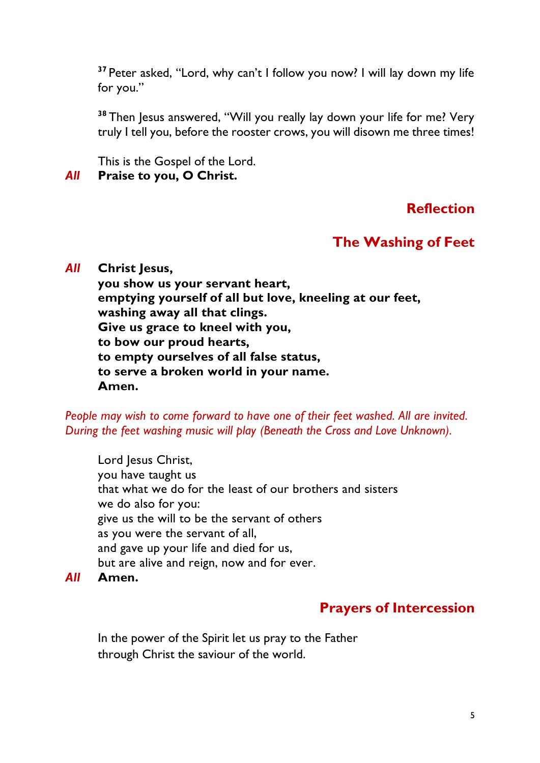[37] Peter asked, "Lord, why can't I follow you now? I will lay down my life for you."

[38] Then Jesus answered, "Will you really lay down your life for me? Very truly I tell you, before the rooster crows, you will disown me three times!

This is the Gospel of the Lord.
*All* **Praise to you, O Christ.**

## Reflection

## The Washing of Feet

*All* **Christ Jesus,**
**you show us your servant heart,**
**emptying yourself of all but love, kneeling at our feet,**
**washing away all that clings.**
**Give us grace to kneel with you,**
**to bow our proud hearts,**
**to empty ourselves of all false status,**
**to serve a broken world in your name.**
**Amen.**

*People may wish to come forward to have one of their feet washed. All are invited. During the feet washing music will play (Beneath the Cross and Love Unknown).*

Lord Jesus Christ,
you have taught us
that what we do for the least of our brothers and sisters
we do also for you:
give us the will to be the servant of others
as you were the servant of all,
and gave up your life and died for us,
but are alive and reign, now and for ever.
*All* **Amen.**

## Prayers of Intercession

In the power of the Spirit let us pray to the Father
through Christ the saviour of the world.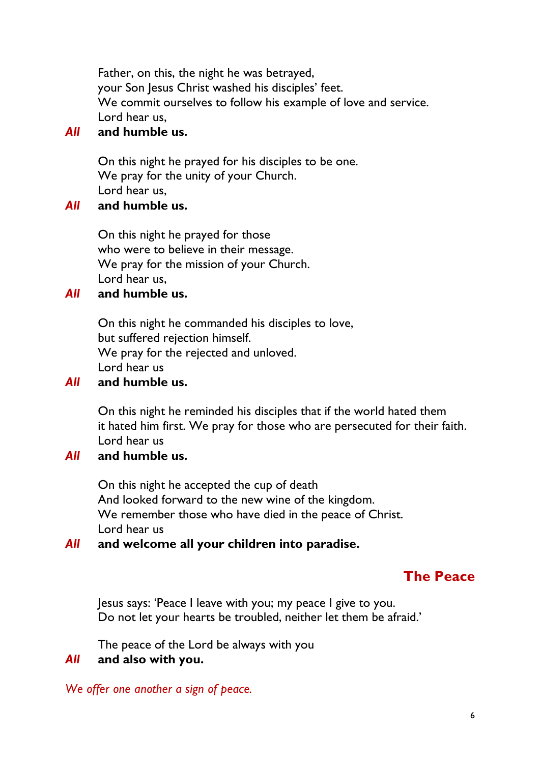Father, on this, the night he was betrayed,
your Son Jesus Christ washed his disciples' feet.
We commit ourselves to follow his example of love and service.
Lord hear us,

***All*** **and humble us.**

On this night he prayed for his disciples to be one.
We pray for the unity of your Church.
Lord hear us,

***All*** **and humble us.**

On this night he prayed for those
who were to believe in their message.
We pray for the mission of your Church.
Lord hear us,

***All*** **and humble us.**

On this night he commanded his disciples to love,
but suffered rejection himself.
We pray for the rejected and unloved.
Lord hear us

***All*** **and humble us.**

On this night he reminded his disciples that if the world hated them
it hated him first. We pray for those who are persecuted for their faith.
Lord hear us

***All*** **and humble us.**

On this night he accepted the cup of death
And looked forward to the new wine of the kingdom.
We remember those who have died in the peace of Christ.
Lord hear us

***All*** **and welcome all your children into paradise.**

## The Peace

Jesus says: 'Peace I leave with you; my peace I give to you.
Do not let your hearts be troubled, neither let them be afraid.'

The peace of the Lord be always with you

***All*** **and also with you.**

*We offer one another a sign of peace.*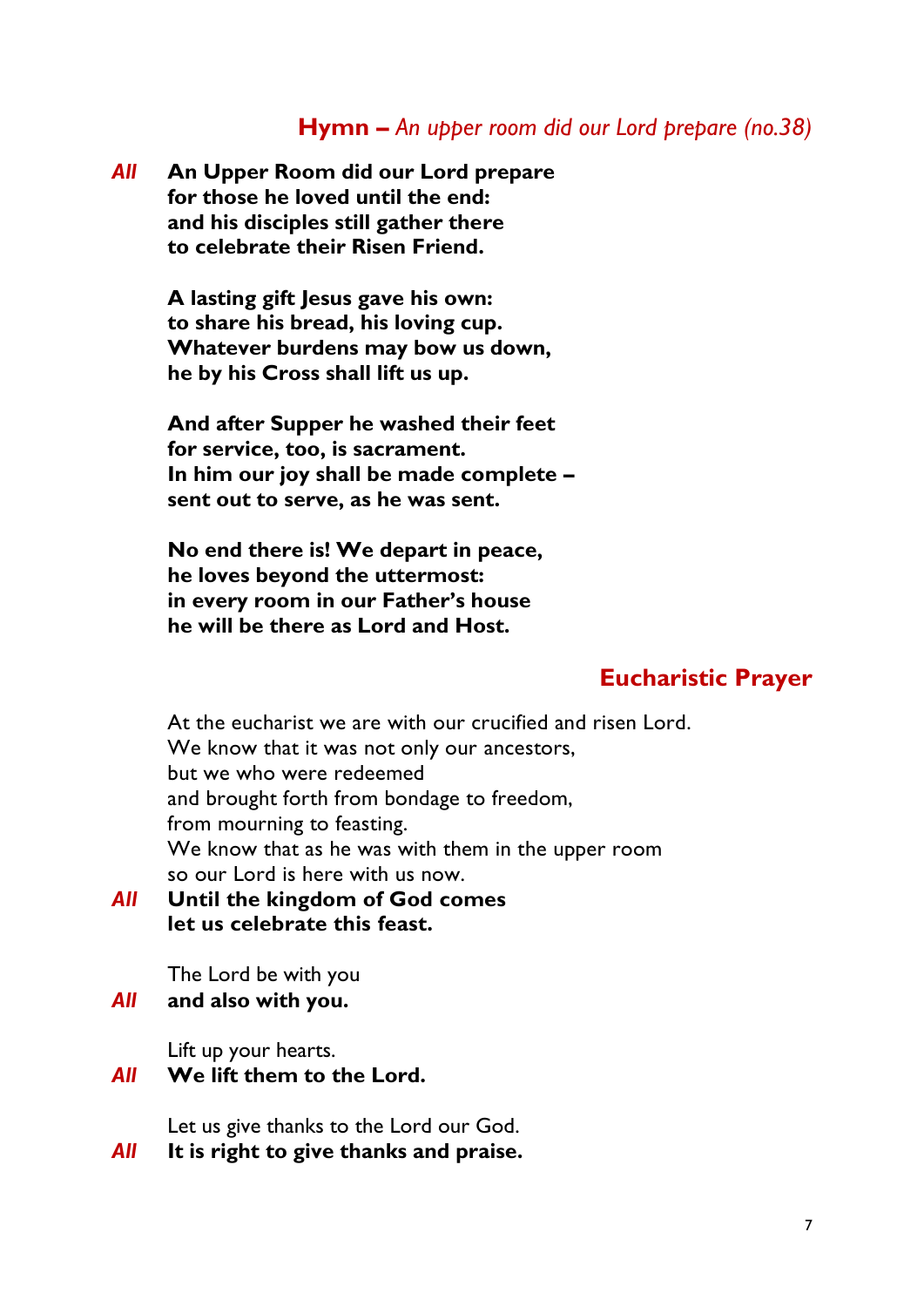## **Hymn –** *An upper room did our Lord prepare (no.38)*

*All* **An Upper Room did our Lord prepare**
**for those he loved until the end:**
**and his disciples still gather there**
**to celebrate their Risen Friend.**

**A lasting gift Jesus gave his own:**
**to share his bread, his loving cup.**
**Whatever burdens may bow us down,**
**he by his Cross shall lift us up.**

**And after Supper he washed their feet**
**for service, too, is sacrament.**
**In him our joy shall be made complete –**
**sent out to serve, as he was sent.**

**No end there is! We depart in peace,**
**he loves beyond the uttermost:**
**in every room in our Father's house**
**he will be there as Lord and Host.**

## Eucharistic Prayer

At the eucharist we are with our crucified and risen Lord.
We know that it was not only our ancestors,
but we who were redeemed
and brought forth from bondage to freedom,
from mourning to feasting.
We know that as he was with them in the upper room
so our Lord is here with us now.

*All* **Until the kingdom of God comes**
**let us celebrate this feast.**

The Lord be with you

*All* **and also with you.**

Lift up your hearts.

*All* **We lift them to the Lord.**

Let us give thanks to the Lord our God.

*All* **It is right to give thanks and praise.**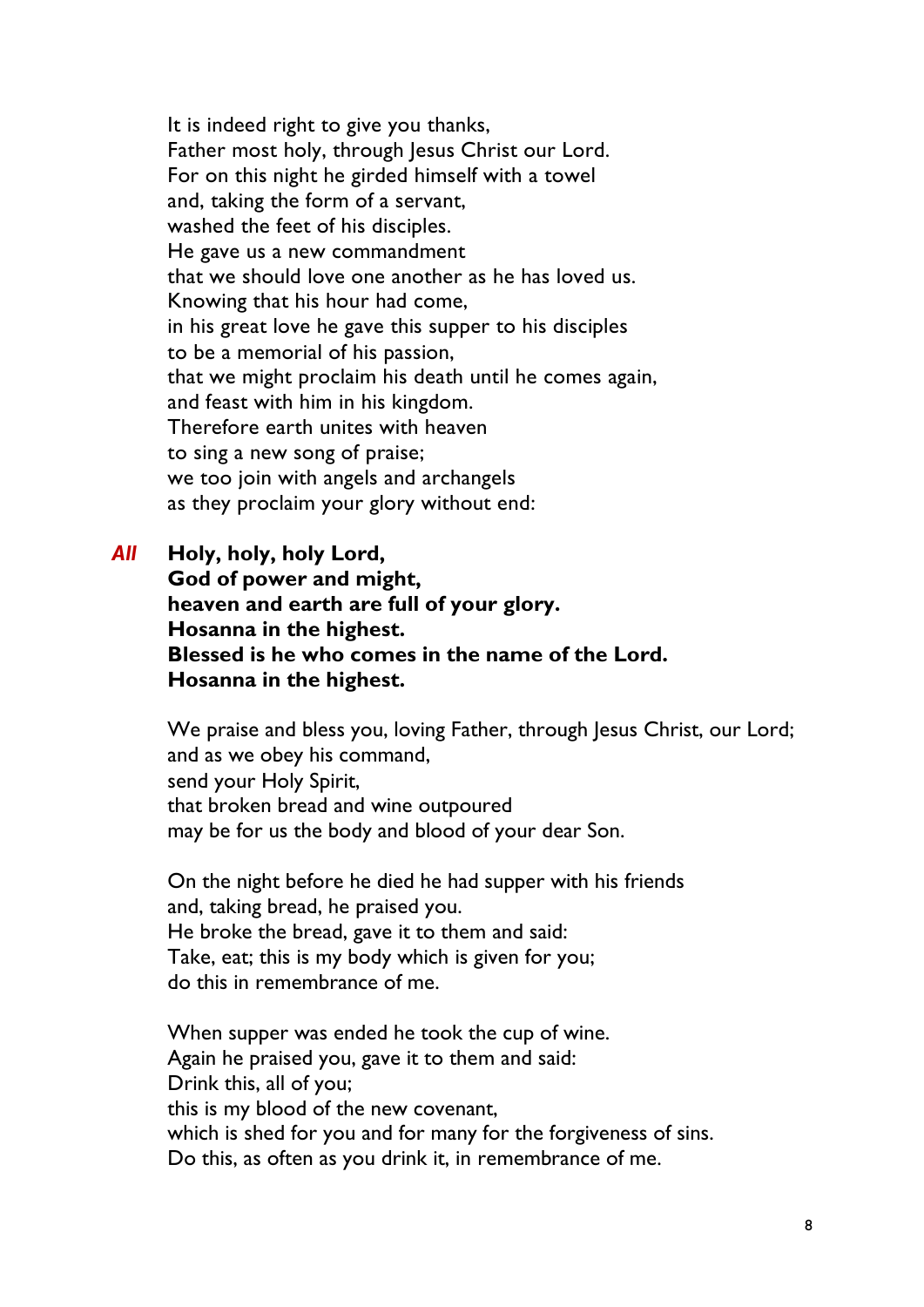It is indeed right to give you thanks,  
Father most holy, through Jesus Christ our Lord.  
For on this night he girded himself with a towel  
and, taking the form of a servant,  
washed the feet of his disciples.  
He gave us a new commandment  
that we should love one another as he has loved us.  
Knowing that his hour had come,  
in his great love he gave this supper to his disciples  
to be a memorial of his passion,  
that we might proclaim his death until he comes again,  
and feast with him in his kingdom.  
Therefore earth unites with heaven  
to sing a new song of praise;  
we too join with angels and archangels  
as they proclaim your glory without end:

***All*** **Holy, holy, holy Lord,**  
**God of power and might,**  
**heaven and earth are full of your glory.**  
**Hosanna in the highest.**  
**Blessed is he who comes in the name of the Lord.**  
**Hosanna in the highest.**

We praise and bless you, loving Father, through Jesus Christ, our Lord;  
and as we obey his command,  
send your Holy Spirit,  
that broken bread and wine outpoured  
may be for us the body and blood of your dear Son.

On the night before he died he had supper with his friends  
and, taking bread, he praised you.  
He broke the bread, gave it to them and said:  
Take, eat; this is my body which is given for you;  
do this in remembrance of me.

When supper was ended he took the cup of wine.  
Again he praised you, gave it to them and said:  
Drink this, all of you;  
this is my blood of the new covenant,  
which is shed for you and for many for the forgiveness of sins.  
Do this, as often as you drink it, in remembrance of me.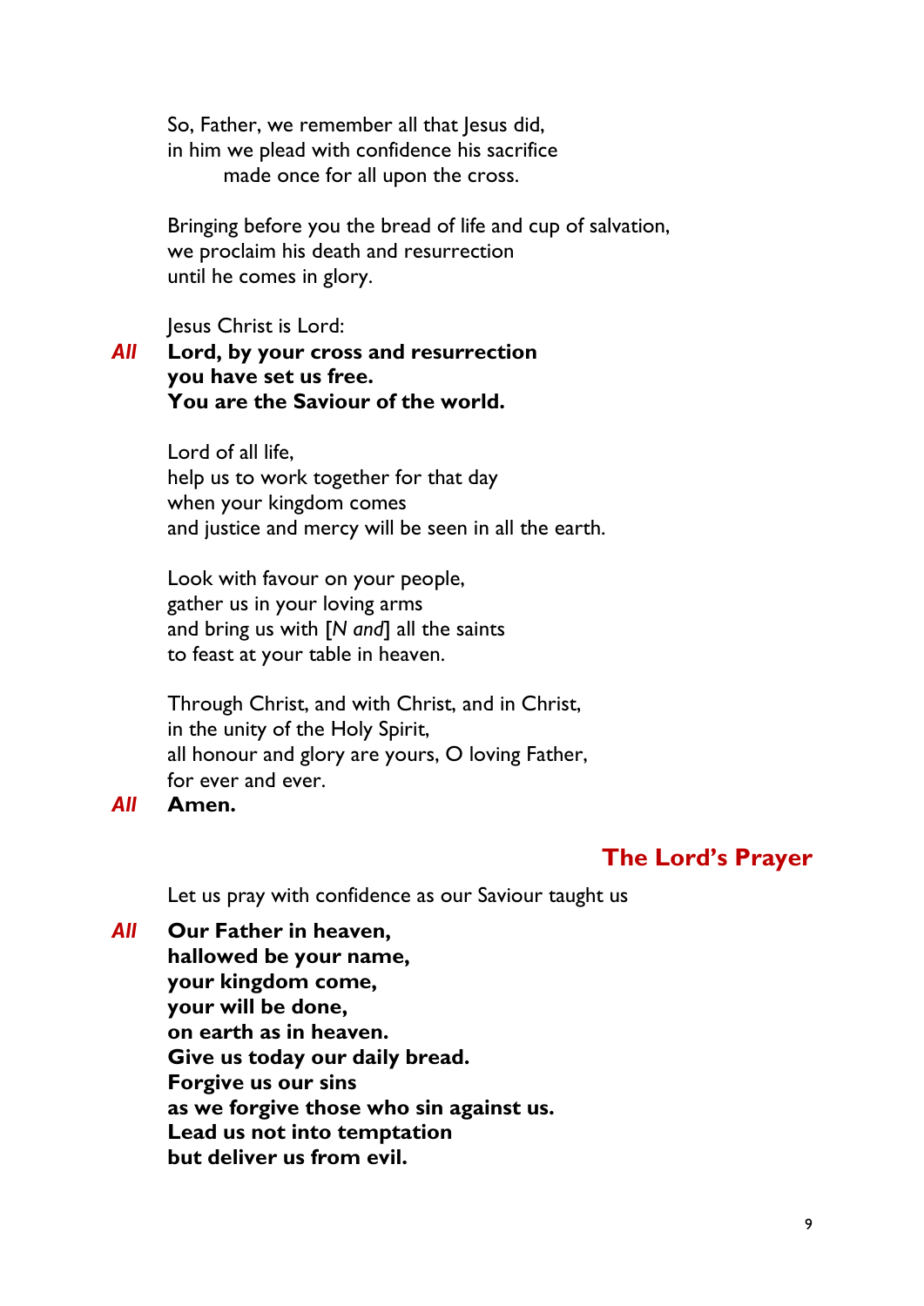So, Father, we remember all that Jesus did,
in him we plead with confidence his sacrifice
made once for all upon the cross.

Bringing before you the bread of life and cup of salvation,
we proclaim his death and resurrection
until he comes in glory.

Jesus Christ is Lord:

*All* **Lord, by your cross and resurrection
you have set us free.
You are the Saviour of the world.**

Lord of all life,
help us to work together for that day
when your kingdom comes
and justice and mercy will be seen in all the earth.

Look with favour on your people,
gather us in your loving arms
and bring us with [*N and*] all the saints
to feast at your table in heaven.

Through Christ, and with Christ, and in Christ,
in the unity of the Holy Spirit,
all honour and glory are yours, O loving Father,
for ever and ever.

*All* **Amen.**

## The Lord's Prayer

Let us pray with confidence as our Saviour taught us

*All* **Our Father in heaven,
hallowed be your name,
your kingdom come,
your will be done,
on earth as in heaven.
Give us today our daily bread.
Forgive us our sins
as we forgive those who sin against us.
Lead us not into temptation
but deliver us from evil.**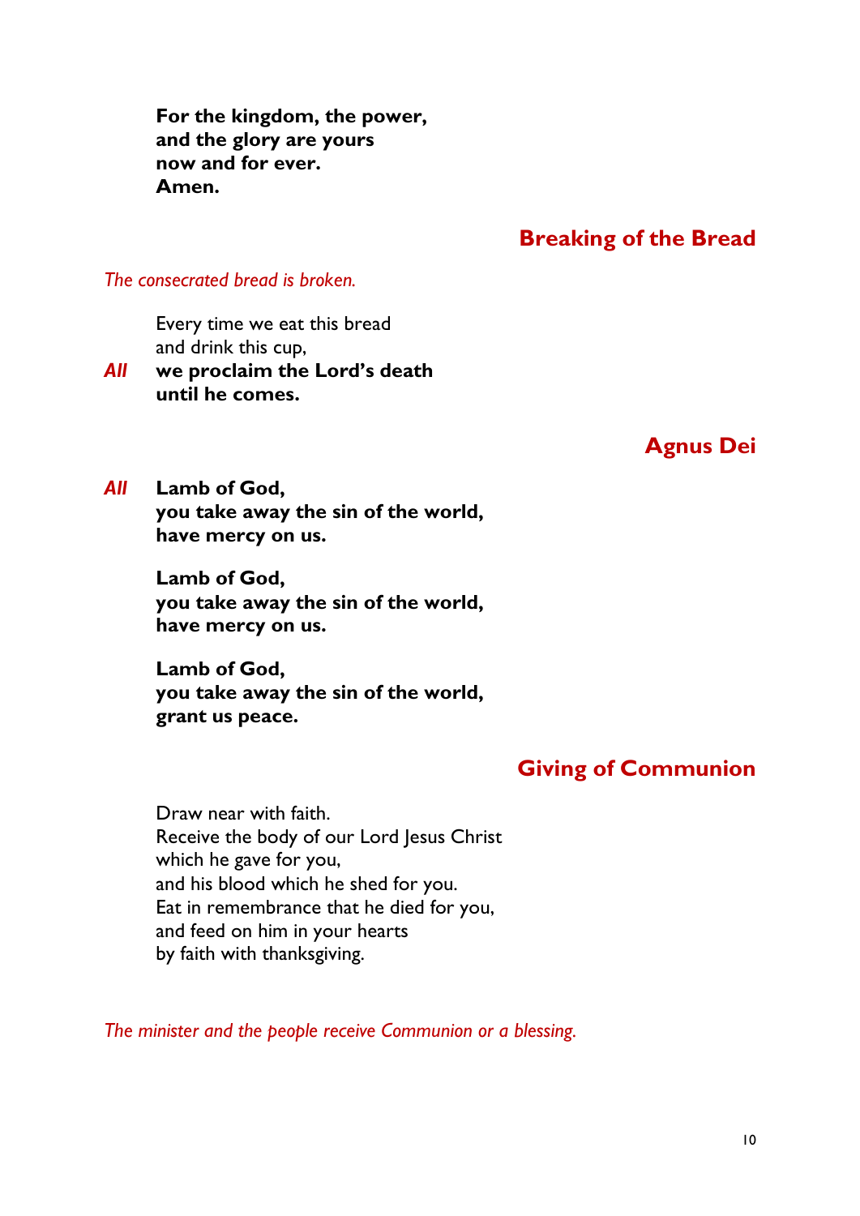**For the kingdom, the power,**
**and the glory are yours**
**now and for ever.**
**Amen.**

## Breaking of the Bread

*The consecrated bread is broken.*

Every time we eat this bread
and drink this cup,

*All* **we proclaim the Lord's death**
**until he comes.**

## Agnus Dei

*All* **Lamb of God,**
**you take away the sin of the world,**
**have mercy on us.**

**Lamb of God,**
**you take away the sin of the world,**
**have mercy on us.**

**Lamb of God,**
**you take away the sin of the world,**
**grant us peace.**

## Giving of Communion

Draw near with faith.
Receive the body of our Lord Jesus Christ
which he gave for you,
and his blood which he shed for you.
Eat in remembrance that he died for you,
and feed on him in your hearts
by faith with thanksgiving.

*The minister and the people receive Communion or a blessing.*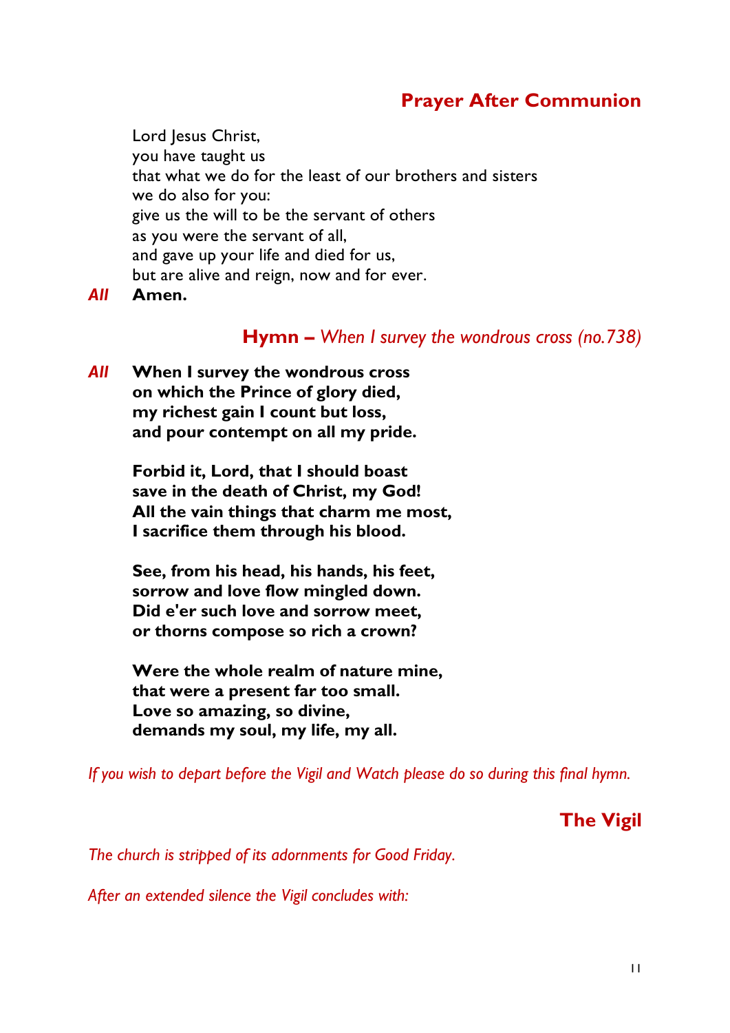## Prayer After Communion

Lord Jesus Christ,
you have taught us
that what we do for the least of our brothers and sisters
we do also for you:
give us the will to be the servant of others
as you were the servant of all,
and gave up your life and died for us,
but are alive and reign, now and for ever.

*All* **Amen.**

## Hymn – *When I survey the wondrous cross (no.738)*

*All* **When I survey the wondrous cross
on which the Prince of glory died,
my richest gain I count but loss,
and pour contempt on all my pride.**

**Forbid it, Lord, that I should boast
save in the death of Christ, my God!
All the vain things that charm me most,
I sacrifice them through his blood.**

**See, from his head, his hands, his feet,
sorrow and love flow mingled down.
Did e'er such love and sorrow meet,
or thorns compose so rich a crown?**

**Were the whole realm of nature mine,
that were a present far too small.
Love so amazing, so divine,
demands my soul, my life, my all.**

*If you wish to depart before the Vigil and Watch please do so during this final hymn.*

## The Vigil

*The church is stripped of its adornments for Good Friday.*

*After an extended silence the Vigil concludes with:*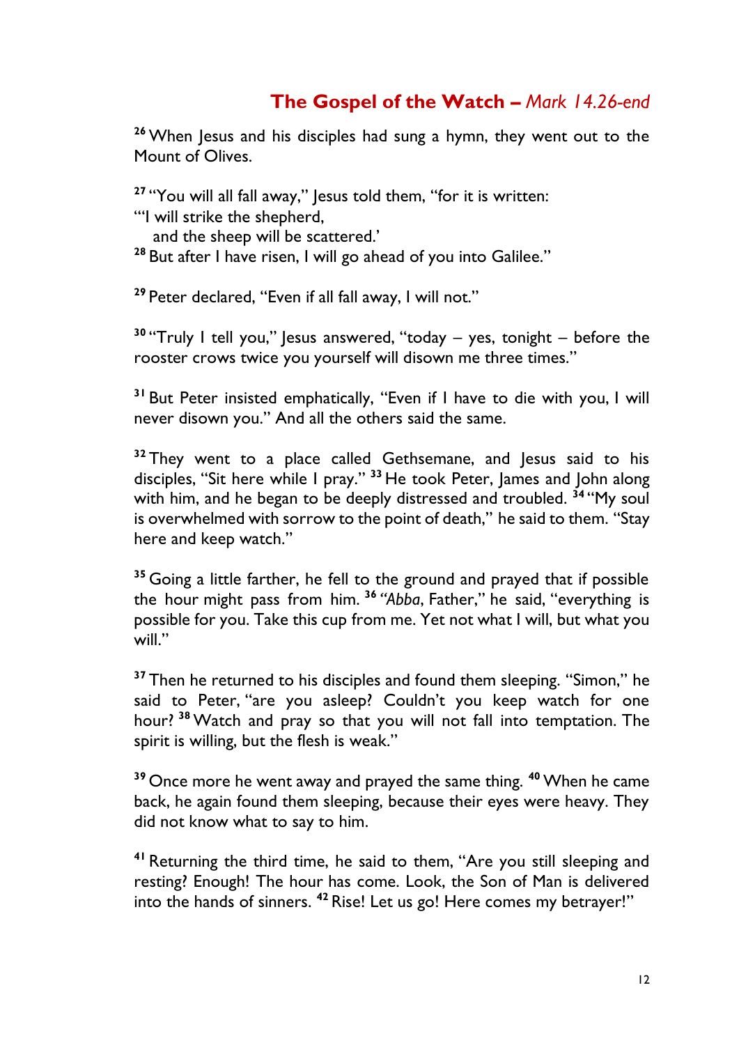## **The Gospel of the Watch** – *Mark 14.26-end*

[26] When Jesus and his disciples had sung a hymn, they went out to the Mount of Olives.

[27] "You will all fall away," Jesus told them, "for it is written:
"'I will strike the shepherd,
 and the sheep will be scattered.'
[28] But after I have risen, I will go ahead of you into Galilee."

[29] Peter declared, "Even if all fall away, I will not."

[30] "Truly I tell you," Jesus answered, "today – yes, tonight – before the rooster crows twice you yourself will disown me three times."

[31] But Peter insisted emphatically, "Even if I have to die with you, I will never disown you." And all the others said the same.

[32] They went to a place called Gethsemane, and Jesus said to his disciples, "Sit here while I pray." [33] He took Peter, James and John along with him, and he began to be deeply distressed and troubled. [34] "My soul is overwhelmed with sorrow to the point of death," he said to them. "Stay here and keep watch."

[35] Going a little farther, he fell to the ground and prayed that if possible the hour might pass from him. [36] "*Abba*, Father," he said, "everything is possible for you. Take this cup from me. Yet not what I will, but what you will."

[37] Then he returned to his disciples and found them sleeping. "Simon," he said to Peter, "are you asleep? Couldn't you keep watch for one hour? [38] Watch and pray so that you will not fall into temptation. The spirit is willing, but the flesh is weak."

[39] Once more he went away and prayed the same thing. [40] When he came back, he again found them sleeping, because their eyes were heavy. They did not know what to say to him.

[41] Returning the third time, he said to them, "Are you still sleeping and resting? Enough! The hour has come. Look, the Son of Man is delivered into the hands of sinners. [42] Rise! Let us go! Here comes my betrayer!"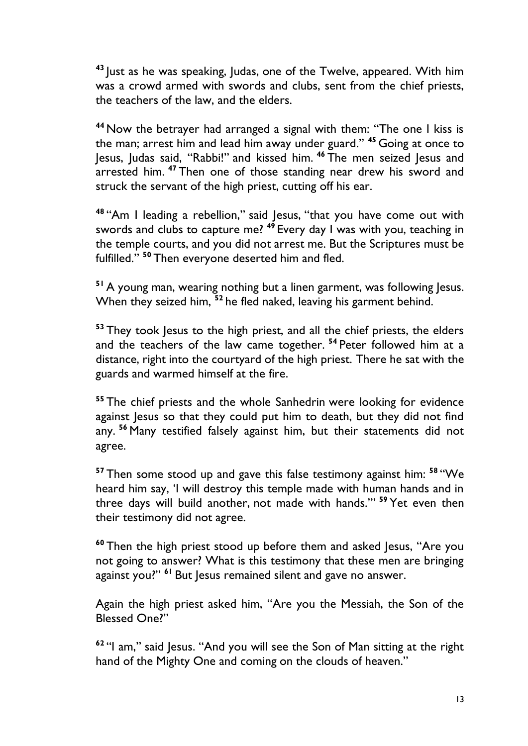[43] Just as he was speaking, Judas, one of the Twelve, appeared. With him was a crowd armed with swords and clubs, sent from the chief priests, the teachers of the law, and the elders.

[44] Now the betrayer had arranged a signal with them: "The one I kiss is the man; arrest him and lead him away under guard." [45] Going at once to Jesus, Judas said, "Rabbi!" and kissed him. [46] The men seized Jesus and arrested him. [47] Then one of those standing near drew his sword and struck the servant of the high priest, cutting off his ear.

[48] "Am I leading a rebellion," said Jesus, "that you have come out with swords and clubs to capture me? [49] Every day I was with you, teaching in the temple courts, and you did not arrest me. But the Scriptures must be fulfilled." [50] Then everyone deserted him and fled.

[51] A young man, wearing nothing but a linen garment, was following Jesus. When they seized him, [52] he fled naked, leaving his garment behind.

[53] They took Jesus to the high priest, and all the chief priests, the elders and the teachers of the law came together. [54] Peter followed him at a distance, right into the courtyard of the high priest. There he sat with the guards and warmed himself at the fire.

[55] The chief priests and the whole Sanhedrin were looking for evidence against Jesus so that they could put him to death, but they did not find any. [56] Many testified falsely against him, but their statements did not agree.

[57] Then some stood up and gave this false testimony against him: [58] "We heard him say, 'I will destroy this temple made with human hands and in three days will build another, not made with hands.'" [59] Yet even then their testimony did not agree.

[60] Then the high priest stood up before them and asked Jesus, "Are you not going to answer? What is this testimony that these men are bringing against you?" [61] But Jesus remained silent and gave no answer.

Again the high priest asked him, "Are you the Messiah, the Son of the Blessed One?"

[62] "I am," said Jesus. "And you will see the Son of Man sitting at the right hand of the Mighty One and coming on the clouds of heaven."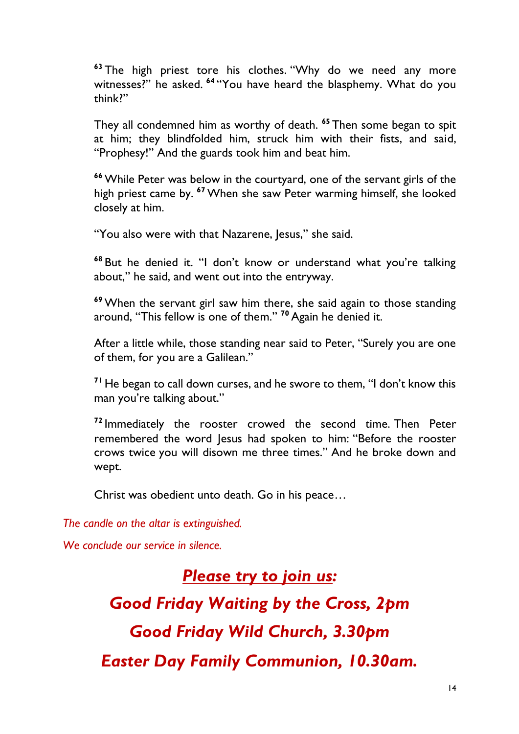[63] The high priest tore his clothes. "Why do we need any more witnesses?" he asked. [64] "You have heard the blasphemy. What do you think?"

They all condemned him as worthy of death. [65] Then some began to spit at him; they blindfolded him, struck him with their fists, and said, "Prophesy!" And the guards took him and beat him.

[66] While Peter was below in the courtyard, one of the servant girls of the high priest came by. [67] When she saw Peter warming himself, she looked closely at him.

"You also were with that Nazarene, Jesus," she said.

[68] But he denied it. "I don't know or understand what you're talking about," he said, and went out into the entryway.

[69] When the servant girl saw him there, she said again to those standing around, "This fellow is one of them." [70] Again he denied it.

After a little while, those standing near said to Peter, "Surely you are one of them, for you are a Galilean."

[71] He began to call down curses, and he swore to them, "I don't know this man you're talking about."

[72] Immediately the rooster crowed the second time. Then Peter remembered the word Jesus had spoken to him: "Before the rooster crows twice you will disown me three times." And he broke down and wept.

Christ was obedient unto death. Go in his peace…

*The candle on the altar is extinguished.*

*We conclude our service in silence.*

***<u>Please try to join us:</u>***

***Good Friday Waiting by the Cross, 2pm***

***Good Friday Wild Church, 3.30pm***

***Easter Day Family Communion, 10.30am.***